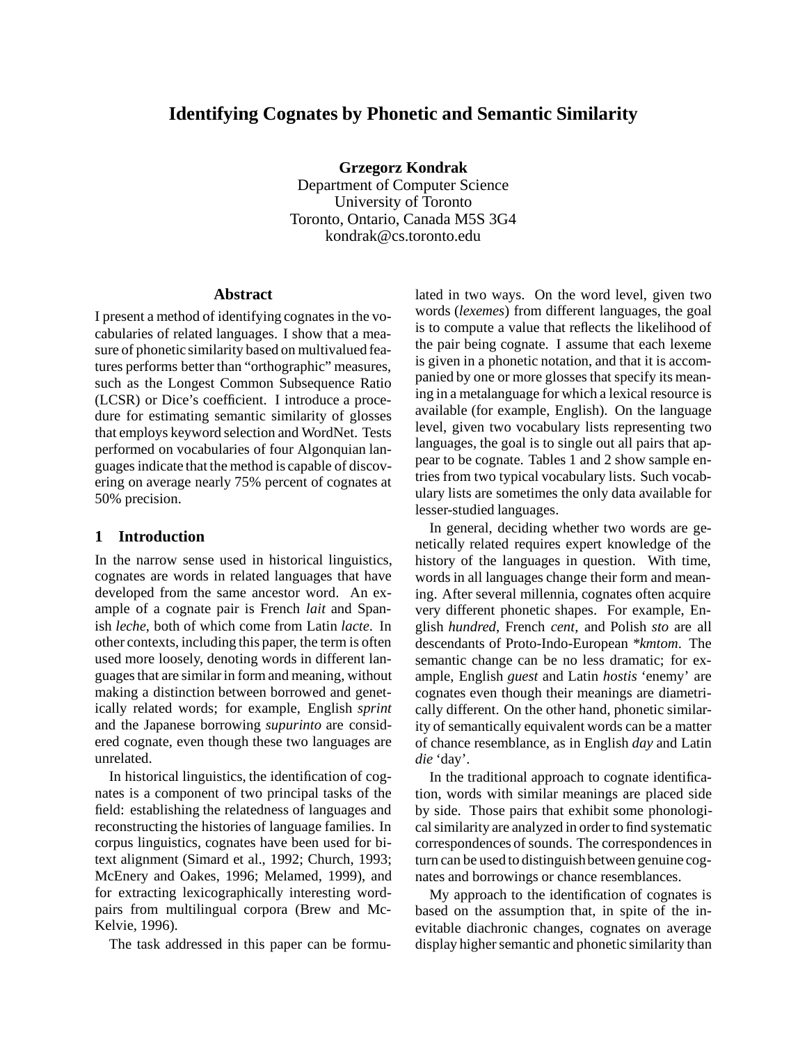# Identifying Cognates by Phonetic and Semantic Similarity

**Grzegorz Kondrak**
Department of Computer Science
University of Toronto
Toronto, Ontario, Canada M5S 3G4
kondrak@cs.toronto.edu

## Abstract

I present a method of identifying cognates in the vocabularies of related languages. I show that a measure of phonetic similarity based on multivalued features performs better than "orthographic" measures, such as the Longest Common Subsequence Ratio (LCSR) or Dice's coefficient. I introduce a procedure for estimating semantic similarity of glosses that employs keyword selection and WordNet. Tests performed on vocabularies of four Algonquian languages indicate that the method is capable of discovering on average nearly 75% percent of cognates at 50% precision.

## 1 Introduction

In the narrow sense used in historical linguistics, cognates are words in related languages that have developed from the same ancestor word. An example of a cognate pair is French *lait* and Spanish *leche*, both of which come from Latin *lacte*. In other contexts, including this paper, the term is often used more loosely, denoting words in different languages that are similar in form and meaning, without making a distinction between borrowed and genetically related words; for example, English *sprint* and the Japanese borrowing *supurinto* are considered cognate, even though these two languages are unrelated.

In historical linguistics, the identification of cognates is a component of two principal tasks of the field: establishing the relatedness of languages and reconstructing the histories of language families. In corpus linguistics, cognates have been used for bitext alignment (Simard et al., 1992; Church, 1993; McEnery and Oakes, 1996; Melamed, 1999), and for extracting lexicographically interesting word-pairs from multilingual corpora (Brew and McKelvie, 1996).

The task addressed in this paper can be formulated in two ways. On the word level, given two words (*lexemes*) from different languages, the goal is to compute a value that reflects the likelihood of the pair being cognate. I assume that each lexeme is given in a phonetic notation, and that it is accompanied by one or more glosses that specify its meaning in a metalanguage for which a lexical resource is available (for example, English). On the language level, given two vocabulary lists representing two languages, the goal is to single out all pairs that appear to be cognate. Tables 1 and 2 show sample entries from two typical vocabulary lists. Such vocabulary lists are sometimes the only data available for lesser-studied languages.

In general, deciding whether two words are genetically related requires expert knowledge of the history of the languages in question. With time, words in all languages change their form and meaning. After several millennia, cognates often acquire very different phonetic shapes. For example, English *hundred*, French *cent*, and Polish *sto* are all descendants of Proto-Indo-European *\*kmtom*. The semantic change can be no less dramatic; for example, English *guest* and Latin *hostis* 'enemy' are cognates even though their meanings are diametrically different. On the other hand, phonetic similarity of semantically equivalent words can be a matter of chance resemblance, as in English *day* and Latin *die* 'day'.

In the traditional approach to cognate identification, words with similar meanings are placed side by side. Those pairs that exhibit some phonological similarity are analyzed in order to find systematic correspondences of sounds. The correspondences in turn can be used to distinguish between genuine cognates and borrowings or chance resemblances.

My approach to the identification of cognates is based on the assumption that, in spite of the inevitable diachronic changes, cognates on average display higher semantic and phonetic similarity than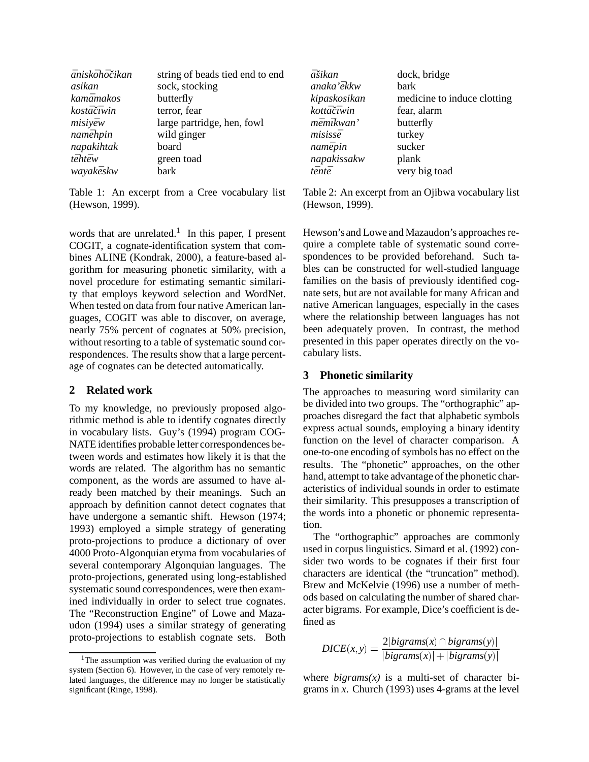| | |
|---|---|
| *āniskōhōčikan* | string of beads tied end to end |
| *asikan* | sock, stocking |
| *kamāmakos* | butterfly |
| *kostāčīwin* | terror, fear |
| *misiyēw* | large partridge, hen, fowl |
| *namēhpin* | wild ginger |
| *napakihtak* | board |
| *tēhtēw* | green toad |
| *wayakēskw* | bark |

Table 1: An excerpt from a Cree vocabulary list (Hewson, 1999).

| | |
|---|---|
| *āšikan* | dock, bridge |
| *anaka'ēkkw* | bark |
| *kipaskosikan* | medicine to induce clotting |
| *kottāčīwin* | fear, alarm |
| *mēmīkwan'* | butterfly |
| *misissē* | turkey |
| *namēpin* | sucker |
| *napakissakw* | plank |
| *tēntē* | very big toad |

Table 2: An excerpt from an Ojibwa vocabulary list (Hewson, 1999).

words that are unrelated.[1] In this paper, I present COGIT, a cognate-identification system that combines ALINE (Kondrak, 2000), a feature-based algorithm for measuring phonetic similarity, with a novel procedure for estimating semantic similarity that employs keyword selection and WordNet. When tested on data from four native American languages, COGIT was able to discover, on average, nearly 75% percent of cognates at 50% precision, without resorting to a table of systematic sound correspondences. The results show that a large percentage of cognates can be detected automatically.

## 2 Related work

To my knowledge, no previously proposed algorithmic method is able to identify cognates directly in vocabulary lists. Guy's (1994) program COGNATE identifies probable letter correspondences between words and estimates how likely it is that the words are related. The algorithm has no semantic component, as the words are assumed to have already been matched by their meanings. Such an approach by definition cannot detect cognates that have undergone a semantic shift. Hewson (1974; 1993) employed a simple strategy of generating proto-projections to produce a dictionary of over 4000 Proto-Algonquian etyma from vocabularies of several contemporary Algonquian languages. The proto-projections, generated using long-established systematic sound correspondences, were then examined individually in order to select true cognates. The "Reconstruction Engine" of Lowe and Mazaudon (1994) uses a similar strategy of generating proto-projections to establish cognate sets. Both Hewson's and Lowe and Mazaudon's approaches require a complete table of systematic sound correspondences to be provided beforehand. Such tables can be constructed for well-studied language families on the basis of previously identified cognate sets, but are not available for many African and native American languages, especially in the cases where the relationship between languages has not been adequately proven. In contrast, the method presented in this paper operates directly on the vocabulary lists.

## 3 Phonetic similarity

The approaches to measuring word similarity can be divided into two groups. The "orthographic" approaches disregard the fact that alphabetic symbols express actual sounds, employing a binary identity function on the level of character comparison. A one-to-one encoding of symbols has no effect on the results. The "phonetic" approaches, on the other hand, attempt to take advantage of the phonetic characteristics of individual sounds in order to estimate their similarity. This presupposes a transcription of the words into a phonetic or phonemic representation.

The "orthographic" approaches are commonly used in corpus linguistics. Simard et al. (1992) consider two words to be cognates if their first four characters are identical (the "truncation" method). Brew and McKelvie (1996) use a number of methods based on calculating the number of shared character bigrams. For example, Dice's coefficient is defined as

$$DICE(x,y) = \frac{2|bigrams(x) \cap bigrams(y)|}{|bigrams(x)| + |bigrams(y)|}$$

where *bigrams(x)* is a multi-set of character bigrams in *x*. Church (1993) uses 4-grams at the level

[1]The assumption was verified during the evaluation of my system (Section 6). However, in the case of very remotely related languages, the difference may no longer be statistically significant (Ringe, 1998).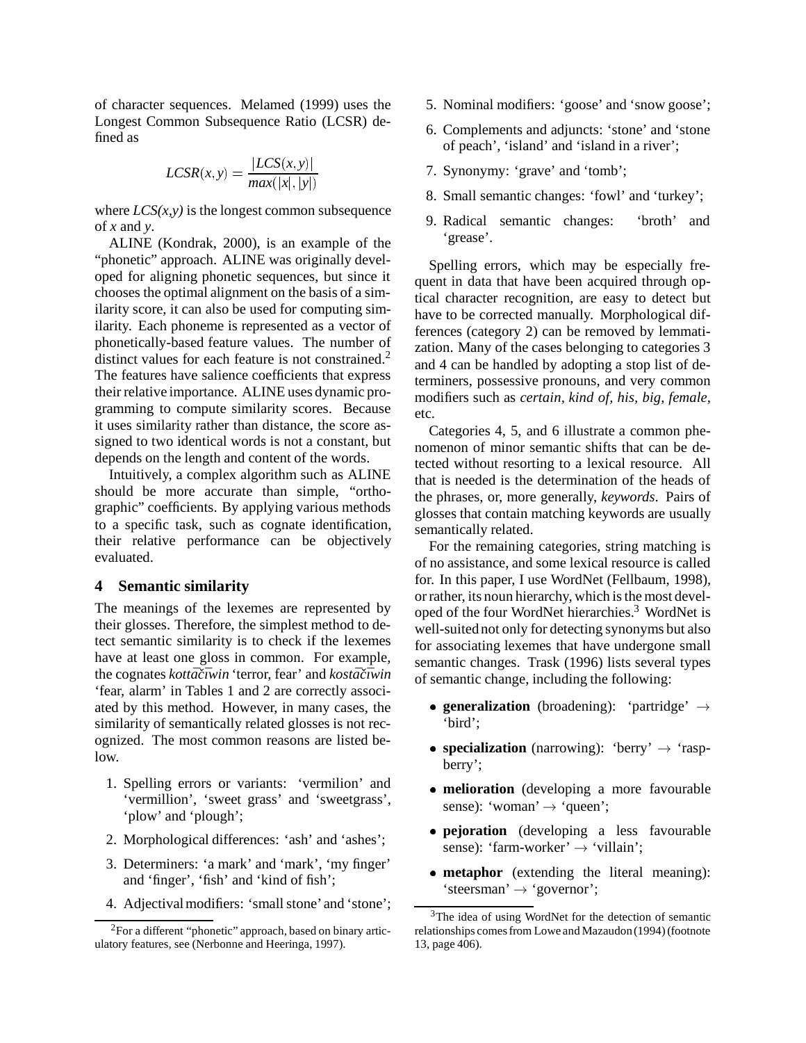of character sequences. Melamed (1999) uses the Longest Common Subsequence Ratio (LCSR) defined as

$$LCSR(x,y) = \frac{|LCS(x,y)|}{max(|x|,|y|)}$$

where *LCS(x,y)* is the longest common subsequence of *x* and *y*.

ALINE (Kondrak, 2000), is an example of the "phonetic" approach. ALINE was originally developed for aligning phonetic sequences, but since it chooses the optimal alignment on the basis of a similarity score, it can also be used for computing similarity. Each phoneme is represented as a vector of phonetically-based feature values. The number of distinct values for each feature is not constrained.[2] The features have salience coefficients that express their relative importance. ALINE uses dynamic programming to compute similarity scores. Because it uses similarity rather than distance, the score assigned to two identical words is not a constant, but depends on the length and content of the words.

Intuitively, a complex algorithm such as ALINE should be more accurate than simple, "orthographic" coefficients. By applying various methods to a specific task, such as cognate identification, their relative performance can be objectively evaluated.

## 4 Semantic similarity

The meanings of the lexemes are represented by their glosses. Therefore, the simplest method to detect semantic similarity is to check if the lexemes have at least one gloss in common. For example, the cognates *kottā̆čīwin* 'terror, fear' and *kostā̆čīwin* 'fear, alarm' in Tables 1 and 2 are correctly associated by this method. However, in many cases, the similarity of semantically related glosses is not recognized. The most common reasons are listed below.

1. Spelling errors or variants: 'vermilion' and 'vermillion', 'sweet grass' and 'sweetgrass', 'plow' and 'plough';
2. Morphological differences: 'ash' and 'ashes';
3. Determiners: 'a mark' and 'mark', 'my finger' and 'finger', 'fish' and 'kind of fish';
4. Adjectival modifiers: 'small stone' and 'stone';
5. Nominal modifiers: 'goose' and 'snow goose';
6. Complements and adjuncts: 'stone' and 'stone of peach', 'island' and 'island in a river';
7. Synonymy: 'grave' and 'tomb';
8. Small semantic changes: 'fowl' and 'turkey';
9. Radical semantic changes: 'broth' and 'grease'.

Spelling errors, which may be especially frequent in data that have been acquired through optical character recognition, are easy to detect but have to be corrected manually. Morphological differences (category 2) can be removed by lemmatization. Many of the cases belonging to categories 3 and 4 can be handled by adopting a stop list of determiners, possessive pronouns, and very common modifiers such as *certain, kind of, his, big, female,* etc.

Categories 4, 5, and 6 illustrate a common phenomenon of minor semantic shifts that can be detected without resorting to a lexical resource. All that is needed is the determination of the heads of the phrases, or, more generally, *keywords*. Pairs of glosses that contain matching keywords are usually semantically related.

For the remaining categories, string matching is of no assistance, and some lexical resource is called for. In this paper, I use WordNet (Fellbaum, 1998), or rather, its noun hierarchy, which is the most developed of the four WordNet hierarchies.[3] WordNet is well-suited not only for detecting synonyms but also for associating lexemes that have undergone small semantic changes. Trask (1996) lists several types of semantic change, including the following:

- **generalization** (broadening): 'partridge' → 'bird';
- **specialization** (narrowing): 'berry' → 'raspberry';
- **melioration** (developing a more favourable sense): 'woman' → 'queen';
- **pejoration** (developing a less favourable sense): 'farm-worker' → 'villain';
- **metaphor** (extending the literal meaning): 'steersman' → 'governor';

[2] For a different "phonetic" approach, based on binary articulatory features, see (Nerbonne and Heeringa, 1997).

[3] The idea of using WordNet for the detection of semantic relationships comes from Lowe and Mazaudon (1994) (footnote 13, page 406).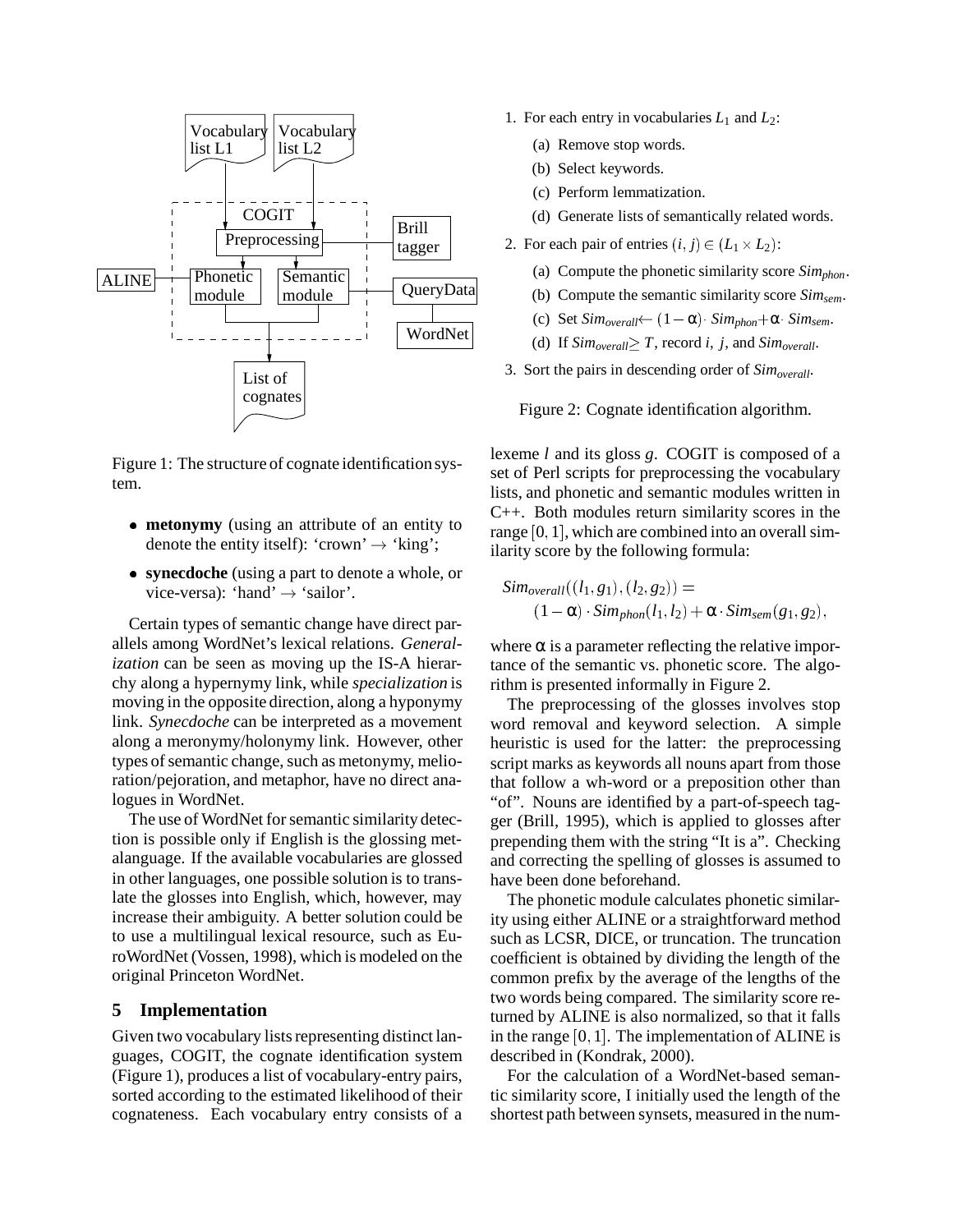Figure 1: The structure of cognate identification system.

- **metonymy** (using an attribute of an entity to denote the entity itself): 'crown' → 'king';
- **synecdoche** (using a part to denote a whole, or vice-versa): 'hand' → 'sailor'.

Certain types of semantic change have direct parallels among WordNet's lexical relations. *Generalization* can be seen as moving up the IS-A hierarchy along a hypernymy link, while *specialization* is moving in the opposite direction, along a hyponymy link. *Synecdoche* can be interpreted as a movement along a meronymy/holonymy link. However, other types of semantic change, such as metonymy, melioration/pejoration, and metaphor, have no direct analogues in WordNet.

The use of WordNet for semantic similarity detection is possible only if English is the glossing metalanguage. If the available vocabularies are glossed in other languages, one possible solution is to translate the glosses into English, which, however, may increase their ambiguity. A better solution could be to use a multilingual lexical resource, such as EuroWordNet (Vossen, 1998), which is modeled on the original Princeton WordNet.

## 5 Implementation

Given two vocabulary lists representing distinct languages, COGIT, the cognate identification system (Figure 1), produces a list of vocabulary-entry pairs, sorted according to the estimated likelihood of their cognateness. Each vocabulary entry consists of a lexeme $l$ and its gloss $g$. COGIT is composed of a set of Perl scripts for preprocessing the vocabulary lists, and phonetic and semantic modules written in C++. Both modules return similarity scores in the range $[0,1]$, which are combined into an overall similarity score by the following formula:

$$Sim_{overall}((l_1,g_1),(l_2,g_2)) = (1-\alpha)\cdot Sim_{phon}(l_1,l_2) + \alpha \cdot Sim_{sem}(g_1,g_2),$$

where $\alpha$ is a parameter reflecting the relative importance of the semantic vs. phonetic score. The algorithm is presented informally in Figure 2.

1. For each entry in vocabularies $L_1$ and $L_2$:
   - (a) Remove stop words.
   - (b) Select keywords.
   - (c) Perform lemmatization.
   - (d) Generate lists of semantically related words.
2. For each pair of entries $(i,j) \in (L_1 \times L_2)$:
   - (a) Compute the phonetic similarity score $Sim_{phon}$.
   - (b) Compute the semantic similarity score $Sim_{sem}$.
   - (c) Set $Sim_{overall} \leftarrow (1-\alpha)\cdot Sim_{phon} + \alpha \cdot Sim_{sem}$.
   - (d) If $Sim_{overall} \geq T$, record $i$, $j$, and $Sim_{overall}$.
3. Sort the pairs in descending order of $Sim_{overall}$.

Figure 2: Cognate identification algorithm.

The preprocessing of the glosses involves stop word removal and keyword selection. A simple heuristic is used for the latter: the preprocessing script marks as keywords all nouns apart from those that follow a wh-word or a preposition other than "of". Nouns are identified by a part-of-speech tagger (Brill, 1995), which is applied to glosses after prepending them with the string "It is a". Checking and correcting the spelling of glosses is assumed to have been done beforehand.

The phonetic module calculates phonetic similarity using either ALINE or a straightforward method such as LCSR, DICE, or truncation. The truncation coefficient is obtained by dividing the length of the common prefix by the average of the lengths of the two words being compared. The similarity score returned by ALINE is also normalized, so that it falls in the range $[0,1]$. The implementation of ALINE is described in (Kondrak, 2000).

For the calculation of a WordNet-based semantic similarity score, I initially used the length of the shortest path between synsets, measured in the num-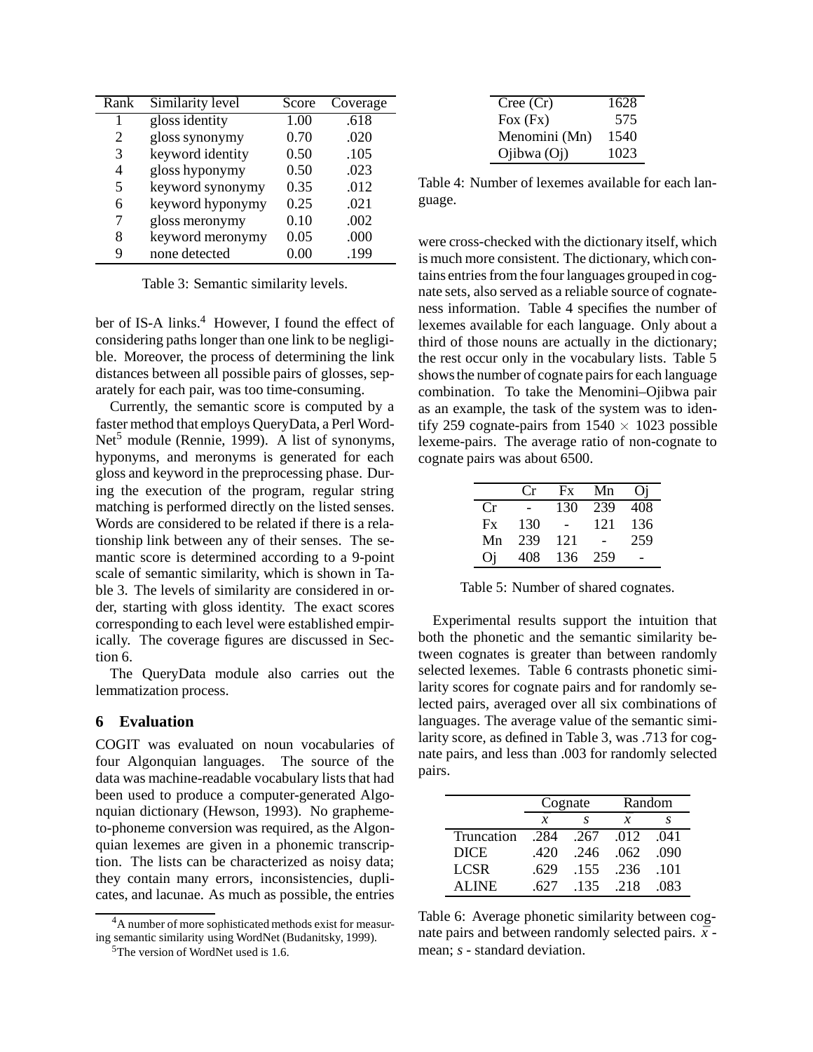| Rank | Similarity level | Score | Coverage |
|---|---|---|---|
| 1 | gloss identity | 1.00 | .618 |
| 2 | gloss synonymy | 0.70 | .020 |
| 3 | keyword identity | 0.50 | .105 |
| 4 | gloss hyponymy | 0.50 | .023 |
| 5 | keyword synonymy | 0.35 | .012 |
| 6 | keyword hyponymy | 0.25 | .021 |
| 7 | gloss meronymy | 0.10 | .002 |
| 8 | keyword meronymy | 0.05 | .000 |
| 9 | none detected | 0.00 | .199 |

Table 3: Semantic similarity levels.

ber of IS-A links.[4] However, I found the effect of considering paths longer than one link to be negligible. Moreover, the process of determining the link distances between all possible pairs of glosses, separately for each pair, was too time-consuming.

Currently, the semantic score is computed by a faster method that employs QueryData, a Perl WordNet[5] module (Rennie, 1999). A list of synonyms, hyponyms, and meronyms is generated for each gloss and keyword in the preprocessing phase. During the execution of the program, regular string matching is performed directly on the listed senses. Words are considered to be related if there is a relationship link between any of their senses. The semantic score is determined according to a 9-point scale of semantic similarity, which is shown in Table 3. The levels of similarity are considered in order, starting with gloss identity. The exact scores corresponding to each level were established empirically. The coverage figures are discussed in Section 6.

The QueryData module also carries out the lemmatization process.

## 6 Evaluation

COGIT was evaluated on noun vocabularies of four Algonquian languages. The source of the data was machine-readable vocabulary lists that had been used to produce a computer-generated Algonquian dictionary (Hewson, 1993). No grapheme-to-phoneme conversion was required, as the Algonquian lexemes are given in a phonemic transcription. The lists can be characterized as noisy data; they contain many errors, inconsistencies, duplicates, and lacunae. As much as possible, the entries were cross-checked with the dictionary itself, which is much more consistent. The dictionary, which contains entries from the four languages grouped in cognate sets, also served as a reliable source of cognateness information. Table 4 specifies the number of lexemes available for each language. Only about a third of those nouns are actually in the dictionary; the rest occur only in the vocabulary lists. Table 5 shows the number of cognate pairs for each language combination. To take the Menomini–Ojibwa pair as an example, the task of the system was to identify 259 cognate-pairs from $1540 \times 1023$ possible lexeme-pairs. The average ratio of non-cognate to cognate pairs was about 6500.

| Language | Lexemes |
|---|---|
| Cree (Cr) | 1628 |
| Fox (Fx) | 575 |
| Menomini (Mn) | 1540 |
| Ojibwa (Oj) | 1023 |

Table 4: Number of lexemes available for each language.

| | Cr | Fx | Mn | Oj |
|---|---|---|---|---|
| Cr | - | 130 | 239 | 408 |
| Fx | 130 | - | 121 | 136 |
| Mn | 239 | 121 | - | 259 |
| Oj | 408 | 136 | 259 | - |

Table 5: Number of shared cognates.

Experimental results support the intuition that both the phonetic and the semantic similarity between cognates is greater than between randomly selected lexemes. Table 6 contrasts phonetic similarity scores for cognate pairs and for randomly selected pairs, averaged over all six combinations of languages. The average value of the semantic similarity score, as defined in Table 3, was .713 for cognate pairs, and less than .003 for randomly selected pairs.

| | Cognate | | Random | |
|---|---|---|---|---|
| | $\bar{x}$ | $s$ | $\bar{x}$ | $s$ |
| Truncation | .284 | .267 | .012 | .041 |
| DICE | .420 | .246 | .062 | .090 |
| LCSR | .629 | .155 | .236 | .101 |
| ALINE | .627 | .135 | .218 | .083 |

Table 6: Average phonetic similarity between cognate pairs and between randomly selected pairs. $\bar{x}$ - mean; $s$ - standard deviation.

[4] A number of more sophisticated methods exist for measuring semantic similarity using WordNet (Budanitsky, 1999).

[5] The version of WordNet used is 1.6.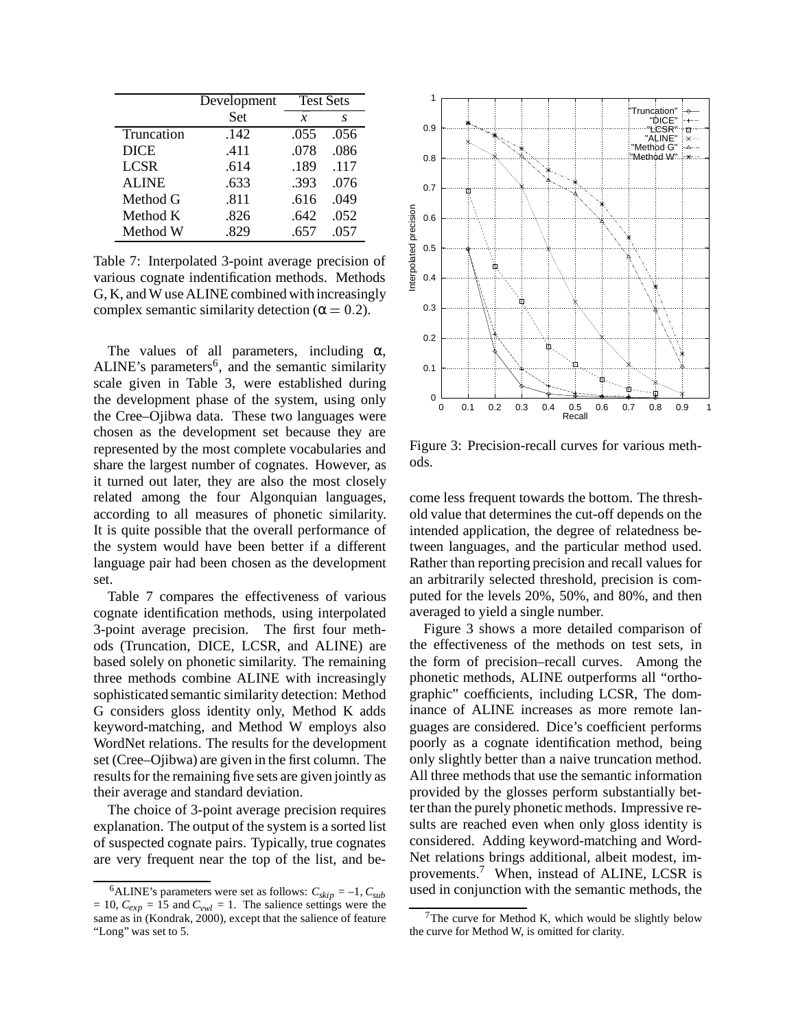|  | Development Set | Test Sets |  |
|---|---|---|---|
|  |  | $\bar{x}$ | $s$ |
| Truncation | .142 | .055 | .056 |
| DICE | .411 | .078 | .086 |
| LCSR | .614 | .189 | .117 |
| ALINE | .633 | .393 | .076 |
| Method G | .811 | .616 | .049 |
| Method K | .826 | .642 | .052 |
| Method W | .829 | .657 | .057 |

Table 7: Interpolated 3-point average precision of various cognate indentification methods. Methods G, K, and W use ALINE combined with increasingly complex semantic similarity detection ($\alpha = 0.2$).

The values of all parameters, including $\alpha$, ALINE's parameters[6], and the semantic similarity scale given in Table 3, were established during the development phase of the system, using only the Cree–Ojibwa data. These two languages were chosen as the development set because they are represented by the most complete vocabularies and share the largest number of cognates. However, as it turned out later, they are also the most closely related among the four Algonquian languages, according to all measures of phonetic similarity. It is quite possible that the overall performance of the system would have been better if a different language pair had been chosen as the development set.

Table 7 compares the effectiveness of various cognate identification methods, using interpolated 3-point average precision. The first four methods (Truncation, DICE, LCSR, and ALINE) are based solely on phonetic similarity. The remaining three methods combine ALINE with increasingly sophisticated semantic similarity detection: Method G considers gloss identity only, Method K adds keyword-matching, and Method W employs also WordNet relations. The results for the development set (Cree–Ojibwa) are given in the first column. The results for the remaining five sets are given jointly as their average and standard deviation.

The choice of 3-point average precision requires explanation. The output of the system is a sorted list of suspected cognate pairs. Typically, true cognates are very frequent near the top of the list, and become less frequent towards the bottom. The threshold value that determines the cut-off depends on the intended application, the degree of relatedness between languages, and the particular method used. Rather than reporting precision and recall values for an arbitrarily selected threshold, precision is computed for the levels 20%, 50%, and 80%, and then averaged to yield a single number.

Figure 3: Precision-recall curves for various methods.

Figure 3 shows a more detailed comparison of the effectiveness of the methods on test sets, in the form of precision–recall curves. Among the phonetic methods, ALINE outperforms all "orthographic" coefficients, including LCSR, The dominance of ALINE increases as more remote languages are considered. Dice's coefficient performs poorly as a cognate identification method, being only slightly better than a naive truncation method. All three methods that use the semantic information provided by the glosses perform substantially better than the purely phonetic methods. Impressive results are reached even when only gloss identity is considered. Adding keyword-matching and WordNet relations brings additional, albeit modest, improvements.[7] When, instead of ALINE, LCSR is used in conjunction with the semantic methods, the

[6] ALINE's parameters were set as follows: $C_{skip} = -1$, $C_{sub} = 10$, $C_{exp} = 15$ and $C_{vwl} = 1$. The salience settings were the same as in (Kondrak, 2000), except that the salience of feature "Long" was set to 5.

[7] The curve for Method K, which would be slightly below the curve for Method W, is omitted for clarity.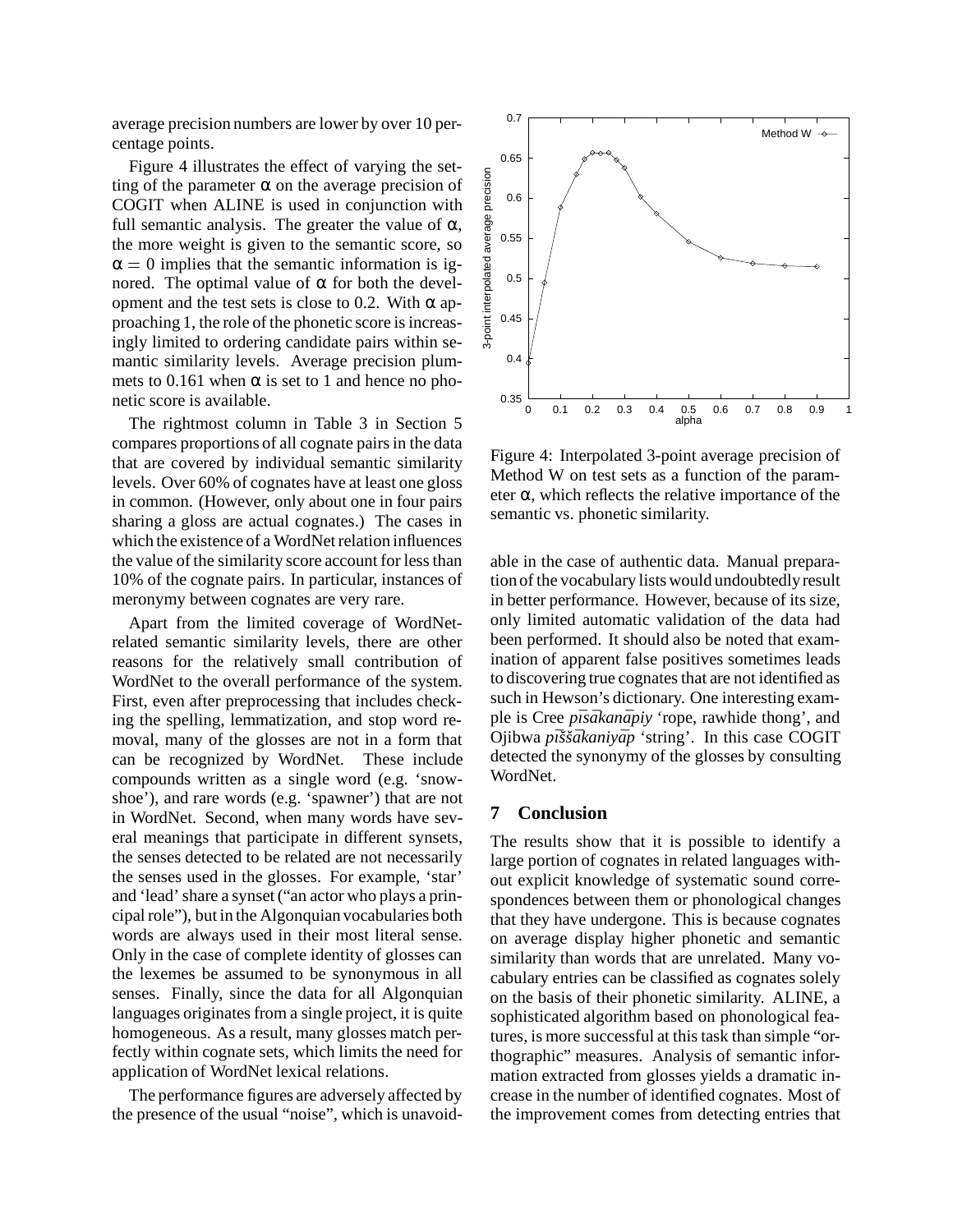average precision numbers are lower by over 10 percentage points.

Figure 4 illustrates the effect of varying the setting of the parameter $\alpha$ on the average precision of COGIT when ALINE is used in conjunction with full semantic analysis. The greater the value of $\alpha$, the more weight is given to the semantic score, so $\alpha = 0$ implies that the semantic information is ignored. The optimal value of $\alpha$ for both the development and the test sets is close to 0.2. With $\alpha$ approaching 1, the role of the phonetic score is increasingly limited to ordering candidate pairs within semantic similarity levels. Average precision plummets to 0.161 when $\alpha$ is set to 1 and hence no phonetic score is available.

The rightmost column in Table 3 in Section 5 compares proportions of all cognate pairs in the data that are covered by individual semantic similarity levels. Over 60% of cognates have at least one gloss in common. (However, only about one in four pairs sharing a gloss are actual cognates.) The cases in which the existence of a WordNet relation influences the value of the similarity score account for less than 10% of the cognate pairs. In particular, instances of meronymy between cognates are very rare.

Apart from the limited coverage of WordNet-related semantic similarity levels, there are other reasons for the relatively small contribution of WordNet to the overall performance of the system. First, even after preprocessing that includes checking the spelling, lemmatization, and stop word removal, many of the glosses are not in a form that can be recognized by WordNet. These include compounds written as a single word (e.g. 'snowshoe'), and rare words (e.g. 'spawner') that are not in WordNet. Second, when many words have several meanings that participate in different synsets, the senses detected to be related are not necessarily the senses used in the glosses. For example, 'star' and 'lead' share a synset ("an actor who plays a principal role"), but in the Algonquian vocabularies both words are always used in their most literal sense. Only in the case of complete identity of glosses can the lexemes be assumed to be synonymous in all senses. Finally, since the data for all Algonquian languages originates from a single project, it is quite homogeneous. As a result, many glosses match perfectly within cognate sets, which limits the need for application of WordNet lexical relations.

The performance figures are adversely affected by the presence of the usual "noise", which is unavoidable in the case of authentic data. Manual preparation of the vocabulary lists would undoubtedly result in better performance. However, because of its size, only limited automatic validation of the data had been performed. It should also be noted that examination of apparent false positives sometimes leads to discovering true cognates that are not identified as such in Hewson's dictionary. One interesting example is Cree *pīsākanāpiy* 'rope, rawhide thong', and Ojibwa *pīššākaniyāp* 'string'. In this case COGIT detected the synonymy of the glosses by consulting WordNet.

Figure 4: Interpolated 3-point average precision of Method W on test sets as a function of the parameter $\alpha$, which reflects the relative importance of the semantic vs. phonetic similarity.

## 7 Conclusion

The results show that it is possible to identify a large portion of cognates in related languages without explicit knowledge of systematic sound correspondences between them or phonological changes that they have undergone. This is because cognates on average display higher phonetic and semantic similarity than words that are unrelated. Many vocabulary entries can be classified as cognates solely on the basis of their phonetic similarity. ALINE, a sophisticated algorithm based on phonological features, is more successful at this task than simple "orthographic" measures. Analysis of semantic information extracted from glosses yields a dramatic increase in the number of identified cognates. Most of the improvement comes from detecting entries that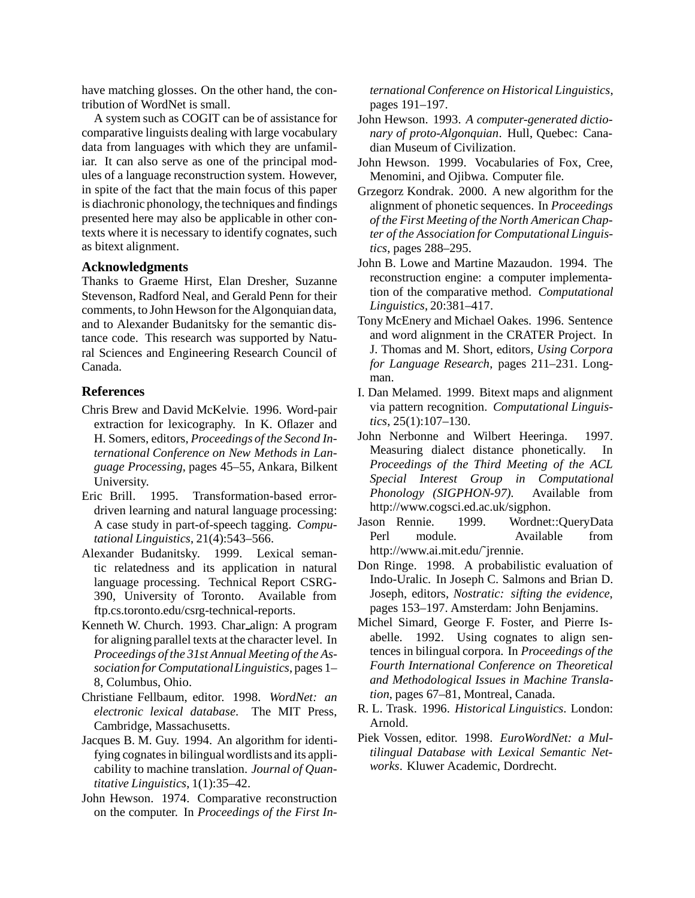have matching glosses. On the other hand, the contribution of WordNet is small.

A system such as COGIT can be of assistance for comparative linguists dealing with large vocabulary data from languages with which they are unfamiliar. It can also serve as one of the principal modules of a language reconstruction system. However, in spite of the fact that the main focus of this paper is diachronic phonology, the techniques and findings presented here may also be applicable in other contexts where it is necessary to identify cognates, such as bitext alignment.

### Acknowledgments

Thanks to Graeme Hirst, Elan Dresher, Suzanne Stevenson, Radford Neal, and Gerald Penn for their comments, to John Hewson for the Algonquian data, and to Alexander Budanitsky for the semantic distance code. This research was supported by Natural Sciences and Engineering Research Council of Canada.

### References

Chris Brew and David McKelvie. 1996. Word-pair extraction for lexicography. In K. Oflazer and H. Somers, editors, *Proceedings of the Second International Conference on New Methods in Language Processing*, pages 45–55, Ankara, Bilkent University.

Eric Brill. 1995. Transformation-based error-driven learning and natural language processing: A case study in part-of-speech tagging. *Computational Linguistics*, 21(4):543–566.

Alexander Budanitsky. 1999. Lexical semantic relatedness and its application in natural language processing. Technical Report CSRG-390, University of Toronto. Available from ftp.cs.toronto.edu/csrg-technical-reports.

Kenneth W. Church. 1993. Char_align: A program for aligning parallel texts at the character level. In *Proceedings of the 31st Annual Meeting of the Association for Computational Linguistics*, pages 1–8, Columbus, Ohio.

Christiane Fellbaum, editor. 1998. *WordNet: an electronic lexical database*. The MIT Press, Cambridge, Massachusetts.

Jacques B. M. Guy. 1994. An algorithm for identifying cognates in bilingual wordlists and its applicability to machine translation. *Journal of Quantitative Linguistics*, 1(1):35–42.

John Hewson. 1974. Comparative reconstruction on the computer. In *Proceedings of the First International Conference on Historical Linguistics*, pages 191–197.

John Hewson. 1993. *A computer-generated dictionary of proto-Algonquian*. Hull, Quebec: Canadian Museum of Civilization.

John Hewson. 1999. Vocabularies of Fox, Cree, Menomini, and Ojibwa. Computer file.

Grzegorz Kondrak. 2000. A new algorithm for the alignment of phonetic sequences. In *Proceedings of the First Meeting of the North American Chapter of the Association for Computational Linguistics*, pages 288–295.

John B. Lowe and Martine Mazaudon. 1994. The reconstruction engine: a computer implementation of the comparative method. *Computational Linguistics*, 20:381–417.

Tony McEnery and Michael Oakes. 1996. Sentence and word alignment in the CRATER Project. In J. Thomas and M. Short, editors, *Using Corpora for Language Research*, pages 211–231. Longman.

I. Dan Melamed. 1999. Bitext maps and alignment via pattern recognition. *Computational Linguistics*, 25(1):107–130.

John Nerbonne and Wilbert Heeringa. 1997. Measuring dialect distance phonetically. In *Proceedings of the Third Meeting of the ACL Special Interest Group in Computational Phonology (SIGPHON-97)*. Available from http://www.cogsci.ed.ac.uk/sigphon.

Jason Rennie. 1999. Wordnet::QueryData Perl module. Available from http://www.ai.mit.edu/˜jrennie.

Don Ringe. 1998. A probabilistic evaluation of Indo-Uralic. In Joseph C. Salmons and Brian D. Joseph, editors, *Nostratic: sifting the evidence*, pages 153–197. Amsterdam: John Benjamins.

Michel Simard, George F. Foster, and Pierre Isabelle. 1992. Using cognates to align sentences in bilingual corpora. In *Proceedings of the Fourth International Conference on Theoretical and Methodological Issues in Machine Translation*, pages 67–81, Montreal, Canada.

R. L. Trask. 1996. *Historical Linguistics*. London: Arnold.

Piek Vossen, editor. 1998. *EuroWordNet: a Multilingual Database with Lexical Semantic Networks*. Kluwer Academic, Dordrecht.